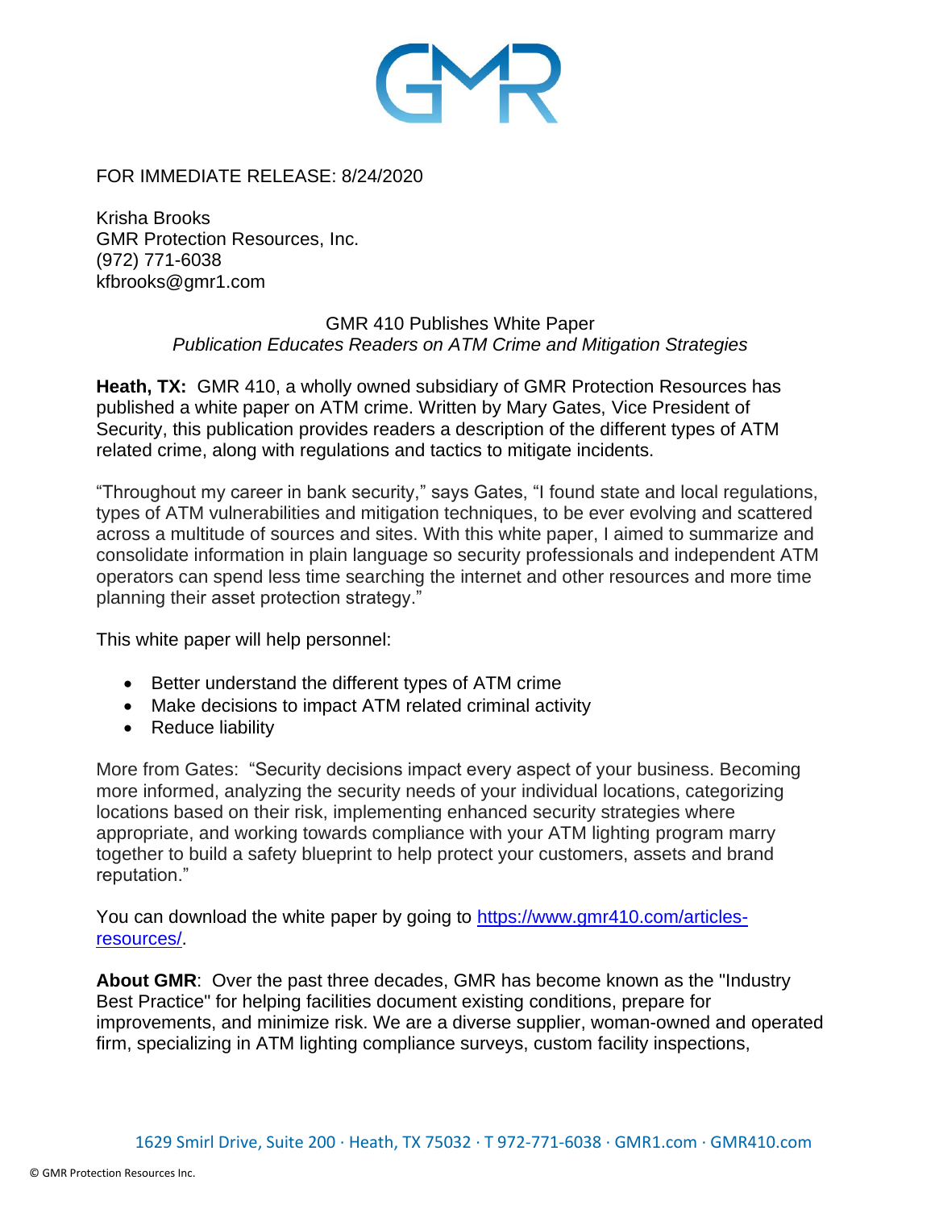FOR IMMEDIATE RELEASE: 8/24/2020

Krisha Brooks
GMR Protection Resources, Inc.
(972) 771-6038
kfbrooks@gmr1.com

GMR 410 Publishes White Paper

*Publication Educates Readers on ATM Crime and Mitigation Strategies*

**Heath, TX:** GMR 410, a wholly owned subsidiary of GMR Protection Resources has published a white paper on ATM crime. Written by Mary Gates, Vice President of Security, this publication provides readers a description of the different types of ATM related crime, along with regulations and tactics to mitigate incidents.

"Throughout my career in bank security," says Gates, "I found state and local regulations, types of ATM vulnerabilities and mitigation techniques, to be ever evolving and scattered across a multitude of sources and sites. With this white paper, I aimed to summarize and consolidate information in plain language so security professionals and independent ATM operators can spend less time searching the internet and other resources and more time planning their asset protection strategy."

This white paper will help personnel:

- Better understand the different types of ATM crime
- Make decisions to impact ATM related criminal activity
- Reduce liability

More from Gates: "Security decisions impact every aspect of your business. Becoming more informed, analyzing the security needs of your individual locations, categorizing locations based on their risk, implementing enhanced security strategies where appropriate, and working towards compliance with your ATM lighting program marry together to build a safety blueprint to help protect your customers, assets and brand reputation."

You can download the white paper by going to [https://www.gmr410.com/articles-resources/](https://www.gmr410.com/articles-resources/).

**About GMR**: Over the past three decades, GMR has become known as the "Industry Best Practice" for helping facilities document existing conditions, prepare for improvements, and minimize risk. We are a diverse supplier, woman-owned and operated firm, specializing in ATM lighting compliance surveys, custom facility inspections,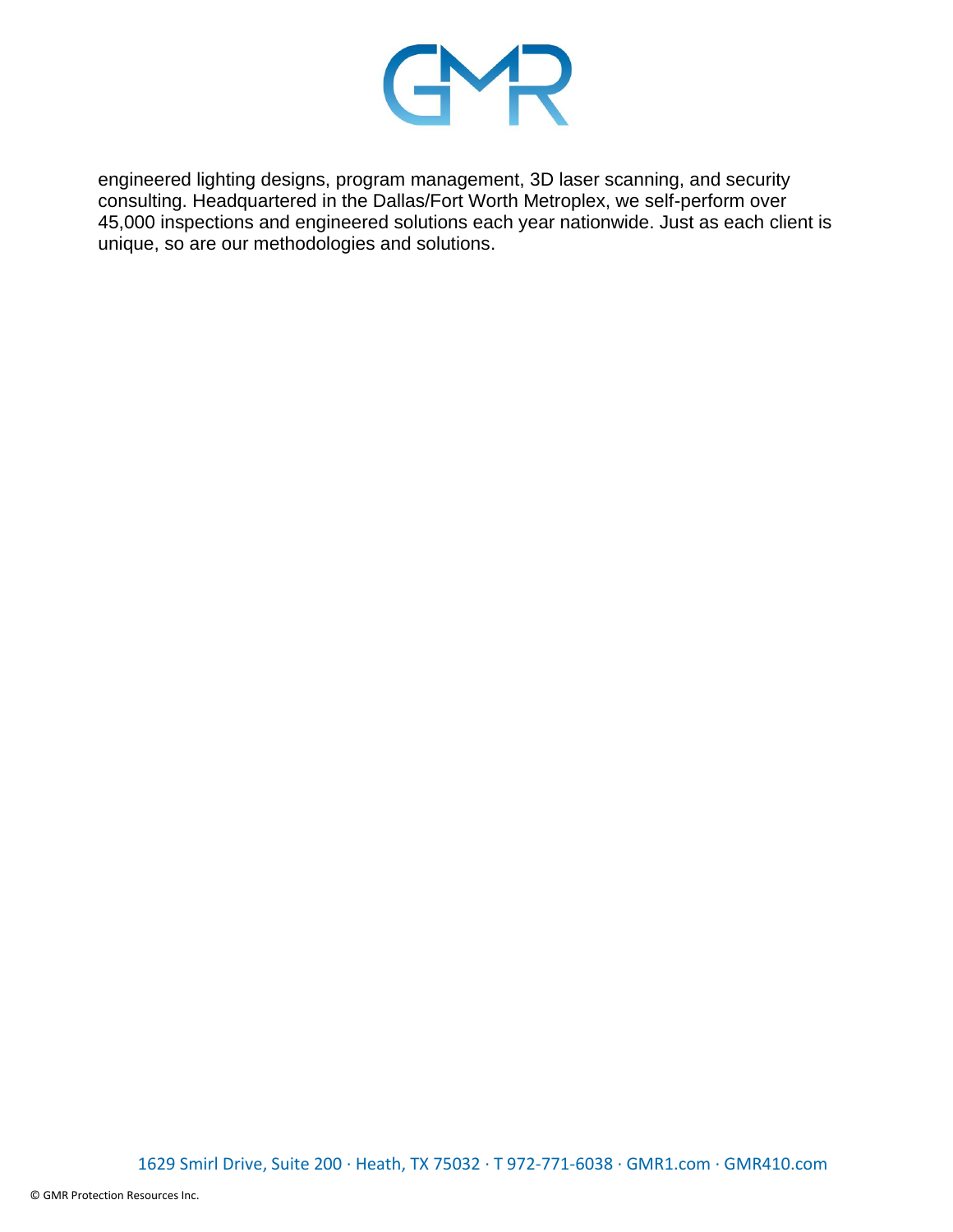engineered lighting designs, program management, 3D laser scanning, and security consulting. Headquartered in the Dallas/Fort Worth Metroplex, we self-perform over 45,000 inspections and engineered solutions each year nationwide. Just as each client is unique, so are our methodologies and solutions.